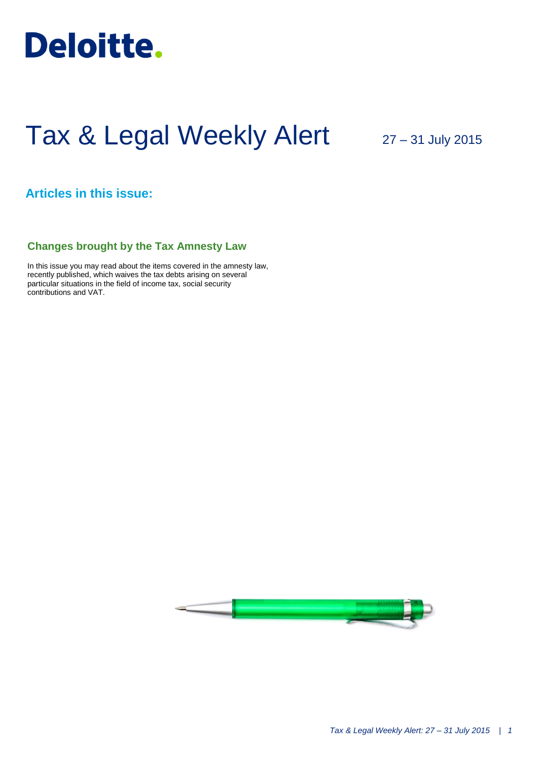Deloitte.

# Tax & Legal Weekly Alert

27 – 31 July 2015

## Articles in this issue:

### Changes brought by the Tax Amnesty Law

In this issue you may read about the items covered in the amnesty law, recently published, which waives the tax debts arising on several particular situations in the field of income tax, social security contributions and VAT.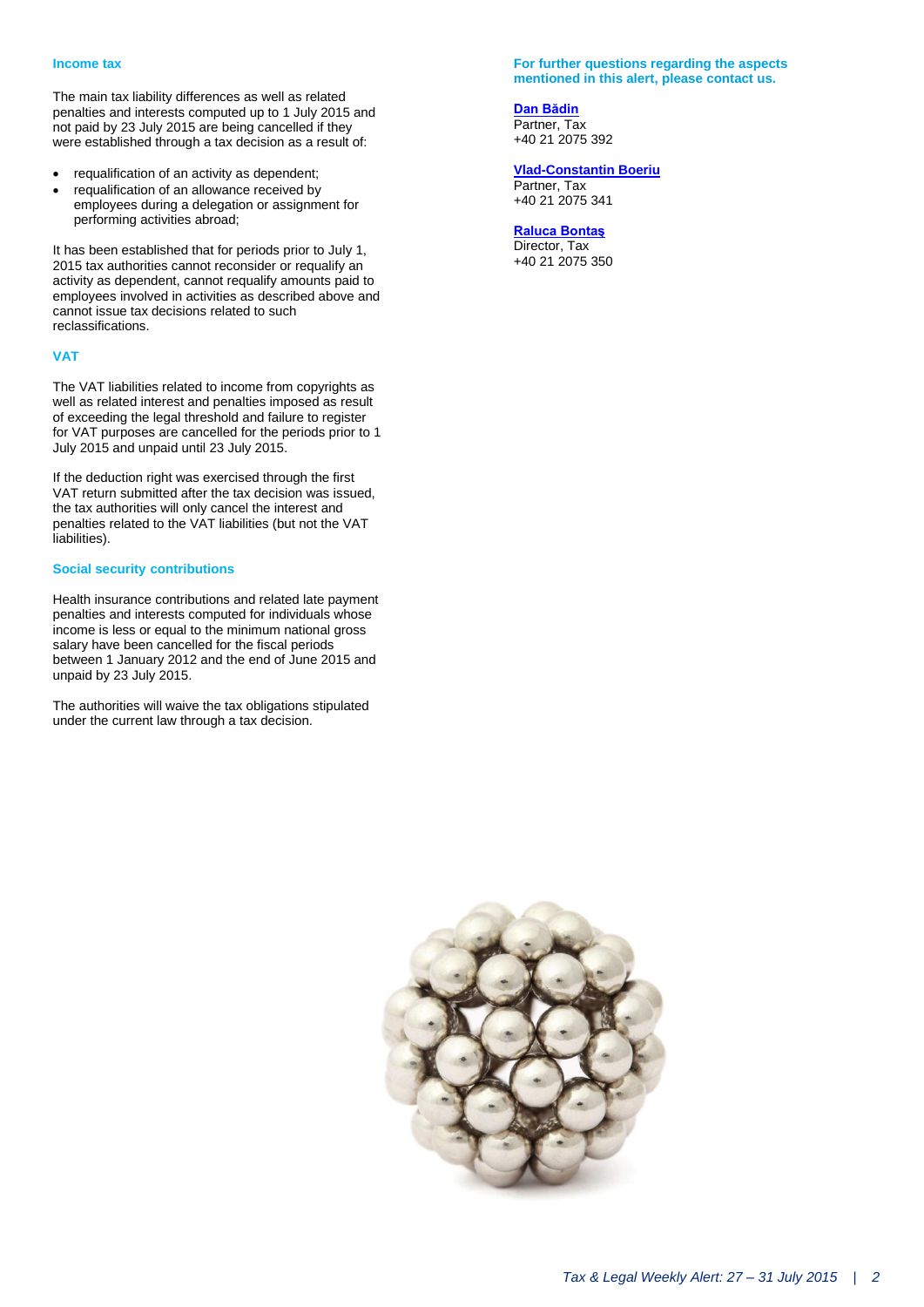### Income tax

The main tax liability differences as well as related penalties and interests computed up to 1 July 2015 and not paid by 23 July 2015 are being cancelled if they were established through a tax decision as a result of:

- requalification of an activity as dependent;
- requalification of an allowance received by employees during a delegation or assignment for performing activities abroad;

It has been established that for periods prior to July 1, 2015 tax authorities cannot reconsider or requalify an activity as dependent, cannot requalify amounts paid to employees involved in activities as described above and cannot issue tax decisions related to such reclassifications.

### VAT

The VAT liabilities related to income from copyrights as well as related interest and penalties imposed as result of exceeding the legal threshold and failure to register for VAT purposes are cancelled for the periods prior to 1 July 2015 and unpaid until 23 July 2015.

If the deduction right was exercised through the first VAT return submitted after the tax decision was issued, the tax authorities will only cancel the interest and penalties related to the VAT liabilities (but not the VAT liabilities).

### Social security contributions

Health insurance contributions and related late payment penalties and interests computed for individuals whose income is less or equal to the minimum national gross salary have been cancelled for the fiscal periods between 1 January 2012 and the end of June 2015 and unpaid by 23 July 2015.

The authorities will waive the tax obligations stipulated under the current law through a tax decision.

**For further questions regarding the aspects mentioned in this alert, please contact us.**

**Dan Bădin**
Partner, Tax
+40 21 2075 392

**Vlad-Constantin Boeriu**
Partner, Tax
+40 21 2075 341

**Raluca Bontaş**
Director, Tax
+40 21 2075 350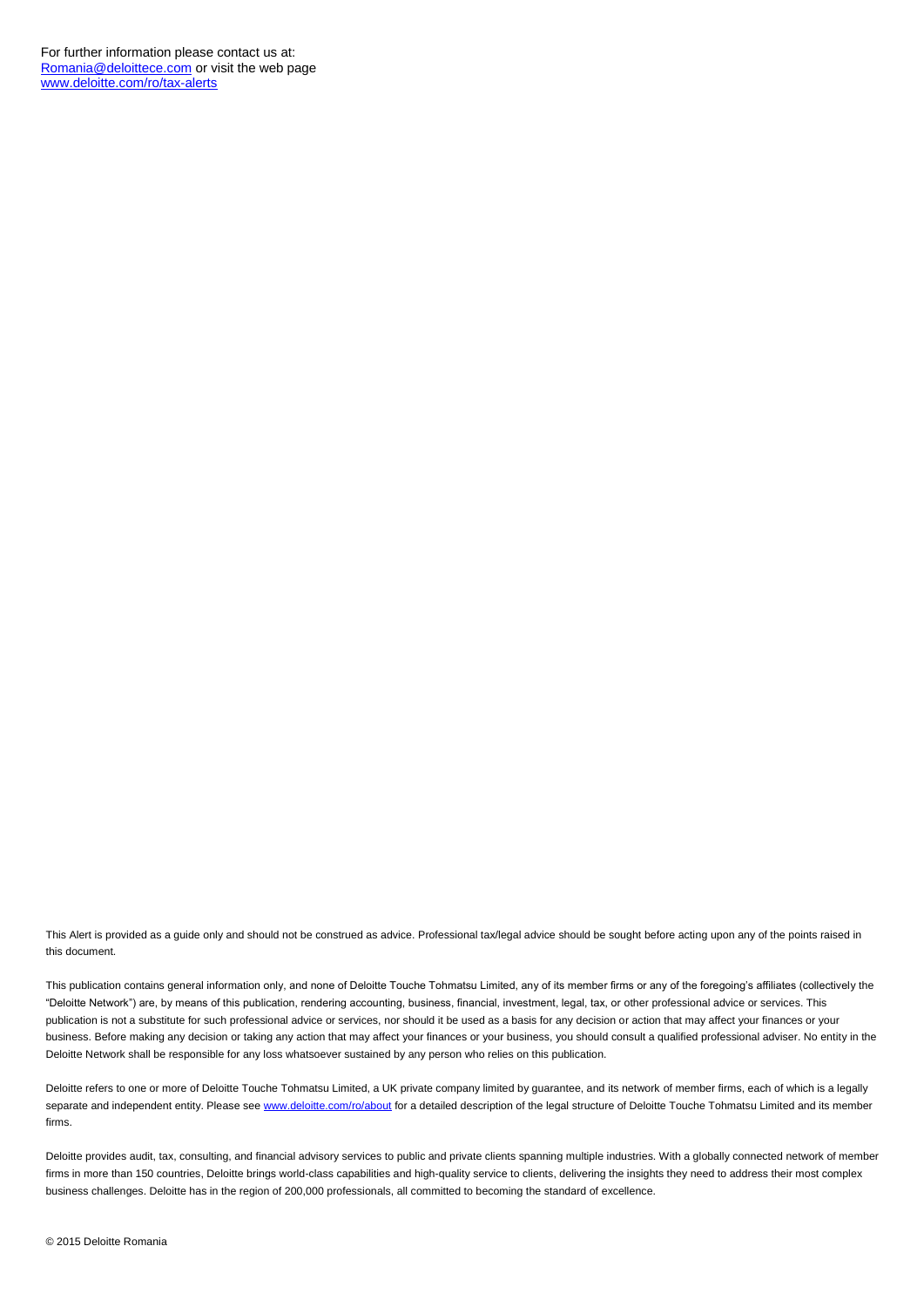For further information please contact us at:
[Romania@deloittece.com](mailto:Romania@deloittece.com) or visit the web page
[www.deloitte.com/ro/tax-alerts](http://www.deloitte.com/ro/tax-alerts)

This Alert is provided as a guide only and should not be construed as advice. Professional tax/legal advice should be sought before acting upon any of the points raised in this document.

This publication contains general information only, and none of Deloitte Touche Tohmatsu Limited, any of its member firms or any of the foregoing's affiliates (collectively the "Deloitte Network") are, by means of this publication, rendering accounting, business, financial, investment, legal, tax, or other professional advice or services. This publication is not a substitute for such professional advice or services, nor should it be used as a basis for any decision or action that may affect your finances or your business. Before making any decision or taking any action that may affect your finances or your business, you should consult a qualified professional adviser. No entity in the Deloitte Network shall be responsible for any loss whatsoever sustained by any person who relies on this publication.

Deloitte refers to one or more of Deloitte Touche Tohmatsu Limited, a UK private company limited by guarantee, and its network of member firms, each of which is a legally separate and independent entity. Please see [www.deloitte.com/ro/about](http://www.deloitte.com/ro/about) for a detailed description of the legal structure of Deloitte Touche Tohmatsu Limited and its member firms.

Deloitte provides audit, tax, consulting, and financial advisory services to public and private clients spanning multiple industries. With a globally connected network of member firms in more than 150 countries, Deloitte brings world-class capabilities and high-quality service to clients, delivering the insights they need to address their most complex business challenges. Deloitte has in the region of 200,000 professionals, all committed to becoming the standard of excellence.

© 2015 Deloitte Romania